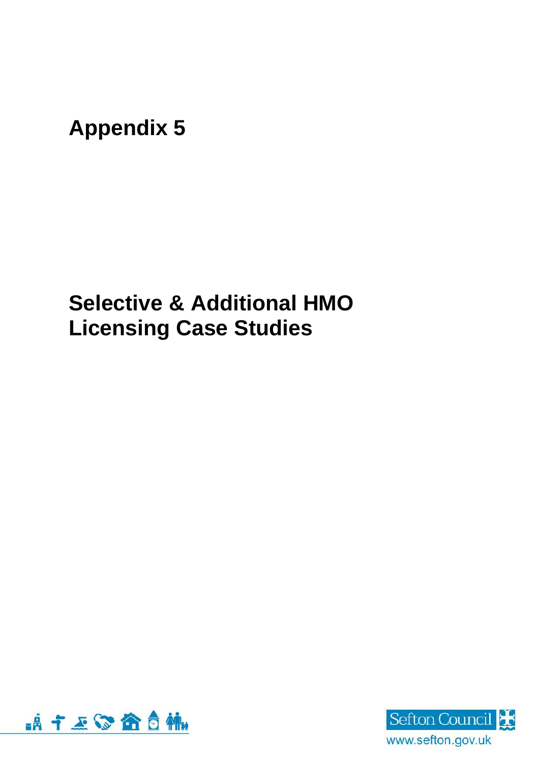# Appendix 5

# Selective & Additional HMO Licensing Case Studies

Sefton Council

www.sefton.gov.uk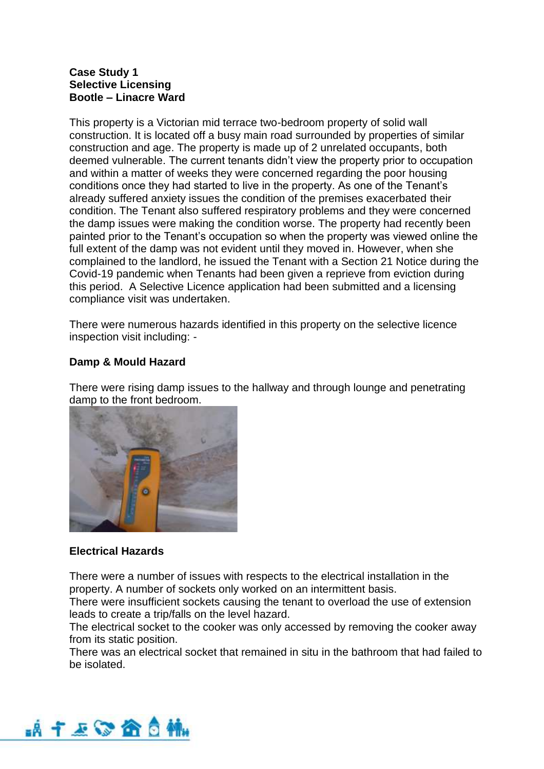**Case Study 1**
**Selective Licensing**
**Bootle – Linacre Ward**

This property is a Victorian mid terrace two-bedroom property of solid wall construction. It is located off a busy main road surrounded by properties of similar construction and age. The property is made up of 2 unrelated occupants, both deemed vulnerable. The current tenants didn't view the property prior to occupation and within a matter of weeks they were concerned regarding the poor housing conditions once they had started to live in the property. As one of the Tenant's already suffered anxiety issues the condition of the premises exacerbated their condition. The Tenant also suffered respiratory problems and they were concerned the damp issues were making the condition worse. The property had recently been painted prior to the Tenant's occupation so when the property was viewed online the full extent of the damp was not evident until they moved in. However, when she complained to the landlord, he issued the Tenant with a Section 21 Notice during the Covid-19 pandemic when Tenants had been given a reprieve from eviction during this period. A Selective Licence application had been submitted and a licensing compliance visit was undertaken.

There were numerous hazards identified in this property on the selective licence inspection visit including: -

**Damp & Mould Hazard**

There were rising damp issues to the hallway and through lounge and penetrating damp to the front bedroom.

**Electrical Hazards**

There were a number of issues with respects to the electrical installation in the property. A number of sockets only worked on an intermittent basis.
There were insufficient sockets causing the tenant to overload the use of extension leads to create a trip/falls on the level hazard.
The electrical socket to the cooker was only accessed by removing the cooker away from its static position.
There was an electrical socket that remained in situ in the bathroom that had failed to be isolated.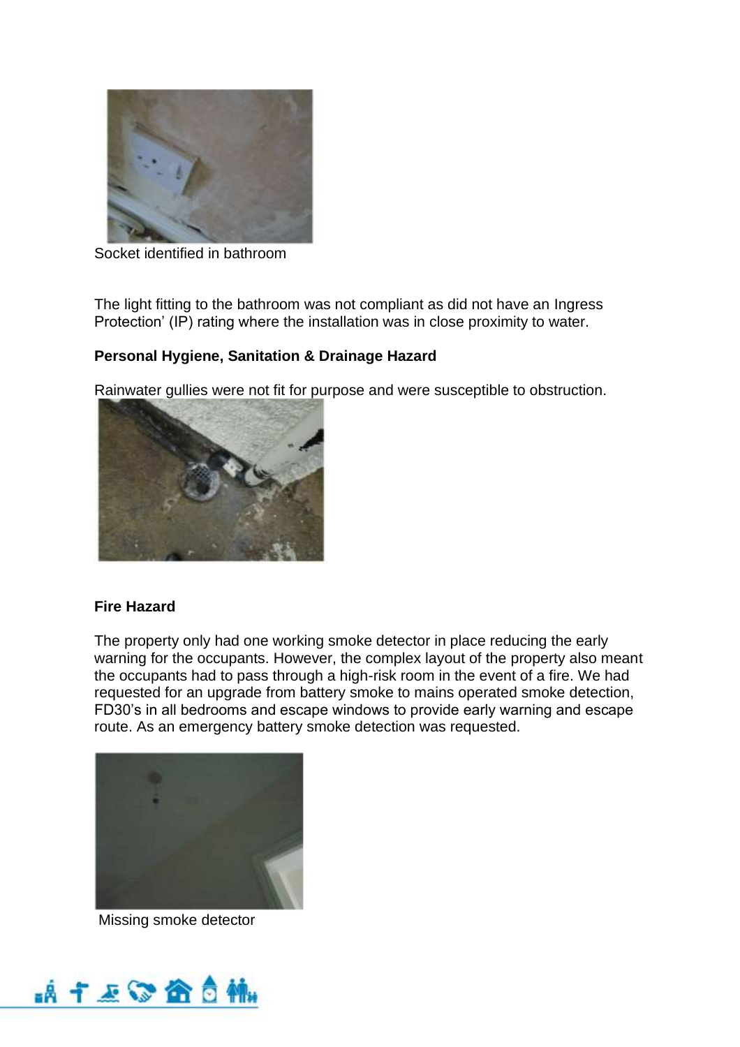Socket identified in bathroom

The light fitting to the bathroom was not compliant as did not have an Ingress Protection' (IP) rating where the installation was in close proximity to water.

**Personal Hygiene, Sanitation & Drainage Hazard**

Rainwater gullies were not fit for purpose and were susceptible to obstruction.

**Fire Hazard**

The property only had one working smoke detector in place reducing the early warning for the occupants. However, the complex layout of the property also meant the occupants had to pass through a high-risk room in the event of a fire. We had requested for an upgrade from battery smoke to mains operated smoke detection, FD30's in all bedrooms and escape windows to provide early warning and escape route. As an emergency battery smoke detection was requested.

Missing smoke detector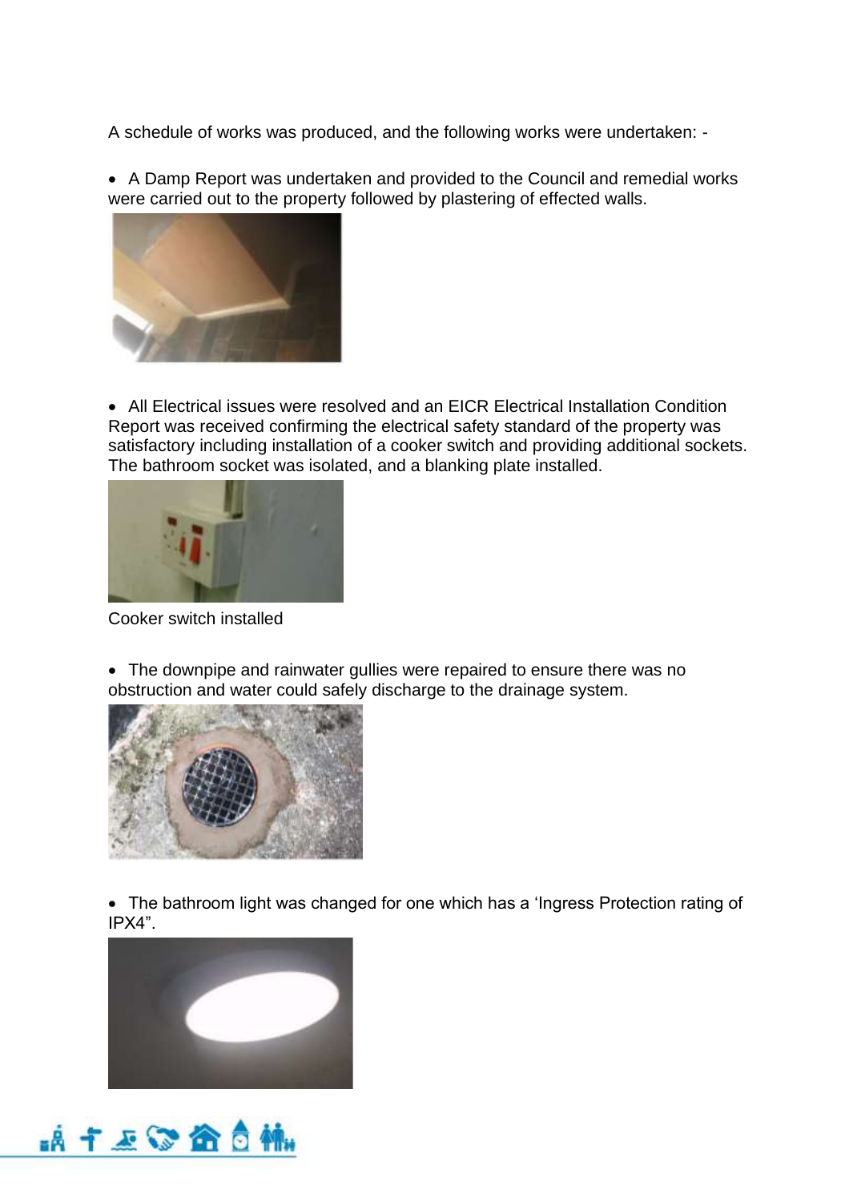A schedule of works was produced, and the following works were undertaken: -

- A Damp Report was undertaken and provided to the Council and remedial works were carried out to the property followed by plastering of effected walls.

- All Electrical issues were resolved and an EICR Electrical Installation Condition Report was received confirming the electrical safety standard of the property was satisfactory including installation of a cooker switch and providing additional sockets. The bathroom socket was isolated, and a blanking plate installed.

Cooker switch installed

- The downpipe and rainwater gullies were repaired to ensure there was no obstruction and water could safely discharge to the drainage system.

- The bathroom light was changed for one which has a ‘Ingress Protection rating of IPX4”.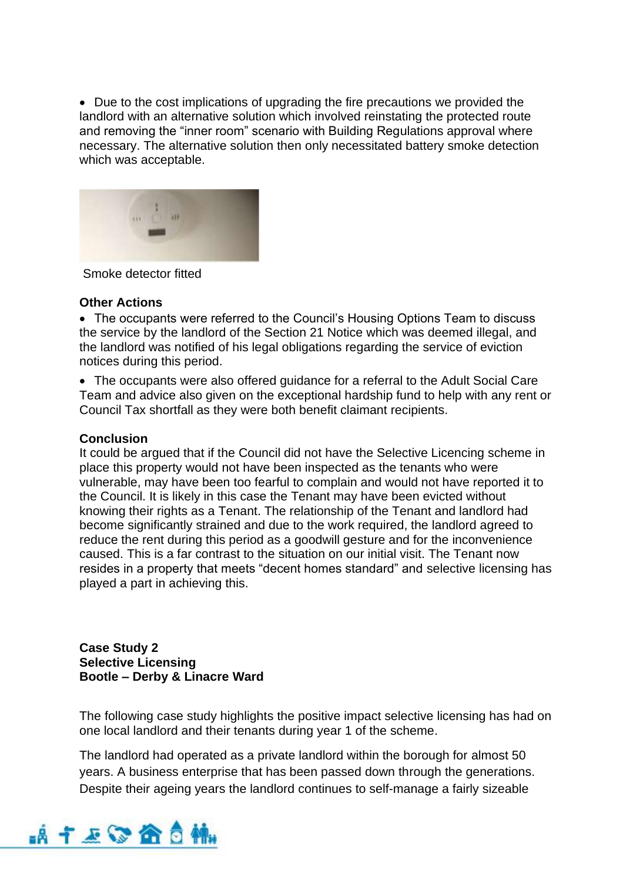- Due to the cost implications of upgrading the fire precautions we provided the landlord with an alternative solution which involved reinstating the protected route and removing the "inner room" scenario with Building Regulations approval where necessary. The alternative solution then only necessitated battery smoke detection which was acceptable.

Smoke detector fitted

**Other Actions**

- The occupants were referred to the Council's Housing Options Team to discuss the service by the landlord of the Section 21 Notice which was deemed illegal, and the landlord was notified of his legal obligations regarding the service of eviction notices during this period.
- The occupants were also offered guidance for a referral to the Adult Social Care Team and advice also given on the exceptional hardship fund to help with any rent or Council Tax shortfall as they were both benefit claimant recipients.

**Conclusion**

It could be argued that if the Council did not have the Selective Licencing scheme in place this property would not have been inspected as the tenants who were vulnerable, may have been too fearful to complain and would not have reported it to the Council. It is likely in this case the Tenant may have been evicted without knowing their rights as a Tenant. The relationship of the Tenant and landlord had become significantly strained and due to the work required, the landlord agreed to reduce the rent during this period as a goodwill gesture and for the inconvenience caused. This is a far contrast to the situation on our initial visit. The Tenant now resides in a property that meets "decent homes standard" and selective licensing has played a part in achieving this.

**Case Study 2**
**Selective Licensing**
**Bootle – Derby & Linacre Ward**

The following case study highlights the positive impact selective licensing has had on one local landlord and their tenants during year 1 of the scheme.

The landlord had operated as a private landlord within the borough for almost 50 years. A business enterprise that has been passed down through the generations. Despite their ageing years the landlord continues to self-manage a fairly sizeable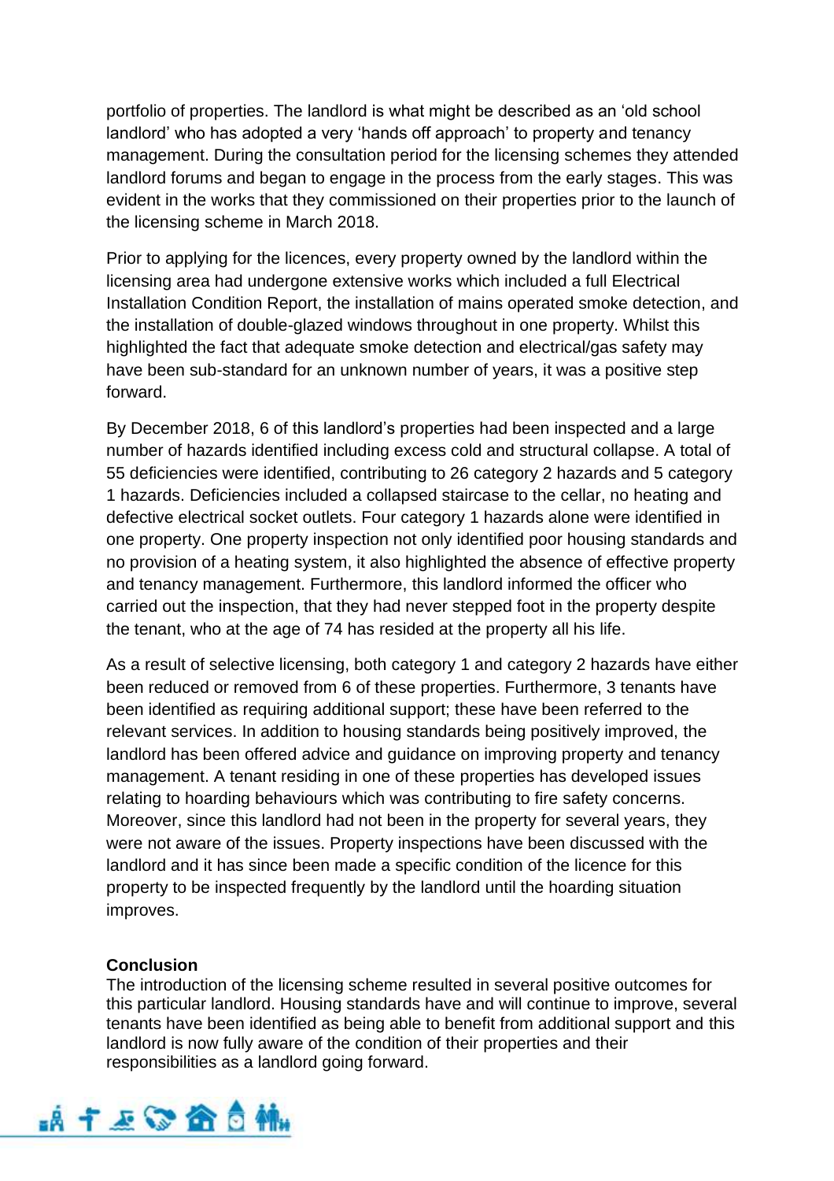portfolio of properties. The landlord is what might be described as an 'old school landlord' who has adopted a very 'hands off approach' to property and tenancy management. During the consultation period for the licensing schemes they attended landlord forums and began to engage in the process from the early stages. This was evident in the works that they commissioned on their properties prior to the launch of the licensing scheme in March 2018.

Prior to applying for the licences, every property owned by the landlord within the licensing area had undergone extensive works which included a full Electrical Installation Condition Report, the installation of mains operated smoke detection, and the installation of double-glazed windows throughout in one property. Whilst this highlighted the fact that adequate smoke detection and electrical/gas safety may have been sub-standard for an unknown number of years, it was a positive step forward.

By December 2018, 6 of this landlord's properties had been inspected and a large number of hazards identified including excess cold and structural collapse. A total of 55 deficiencies were identified, contributing to 26 category 2 hazards and 5 category 1 hazards. Deficiencies included a collapsed staircase to the cellar, no heating and defective electrical socket outlets. Four category 1 hazards alone were identified in one property. One property inspection not only identified poor housing standards and no provision of a heating system, it also highlighted the absence of effective property and tenancy management. Furthermore, this landlord informed the officer who carried out the inspection, that they had never stepped foot in the property despite the tenant, who at the age of 74 has resided at the property all his life.

As a result of selective licensing, both category 1 and category 2 hazards have either been reduced or removed from 6 of these properties. Furthermore, 3 tenants have been identified as requiring additional support; these have been referred to the relevant services. In addition to housing standards being positively improved, the landlord has been offered advice and guidance on improving property and tenancy management. A tenant residing in one of these properties has developed issues relating to hoarding behaviours which was contributing to fire safety concerns. Moreover, since this landlord had not been in the property for several years, they were not aware of the issues. Property inspections have been discussed with the landlord and it has since been made a specific condition of the licence for this property to be inspected frequently by the landlord until the hoarding situation improves.

**Conclusion**

The introduction of the licensing scheme resulted in several positive outcomes for this particular landlord. Housing standards have and will continue to improve, several tenants have been identified as being able to benefit from additional support and this landlord is now fully aware of the condition of their properties and their responsibilities as a landlord going forward.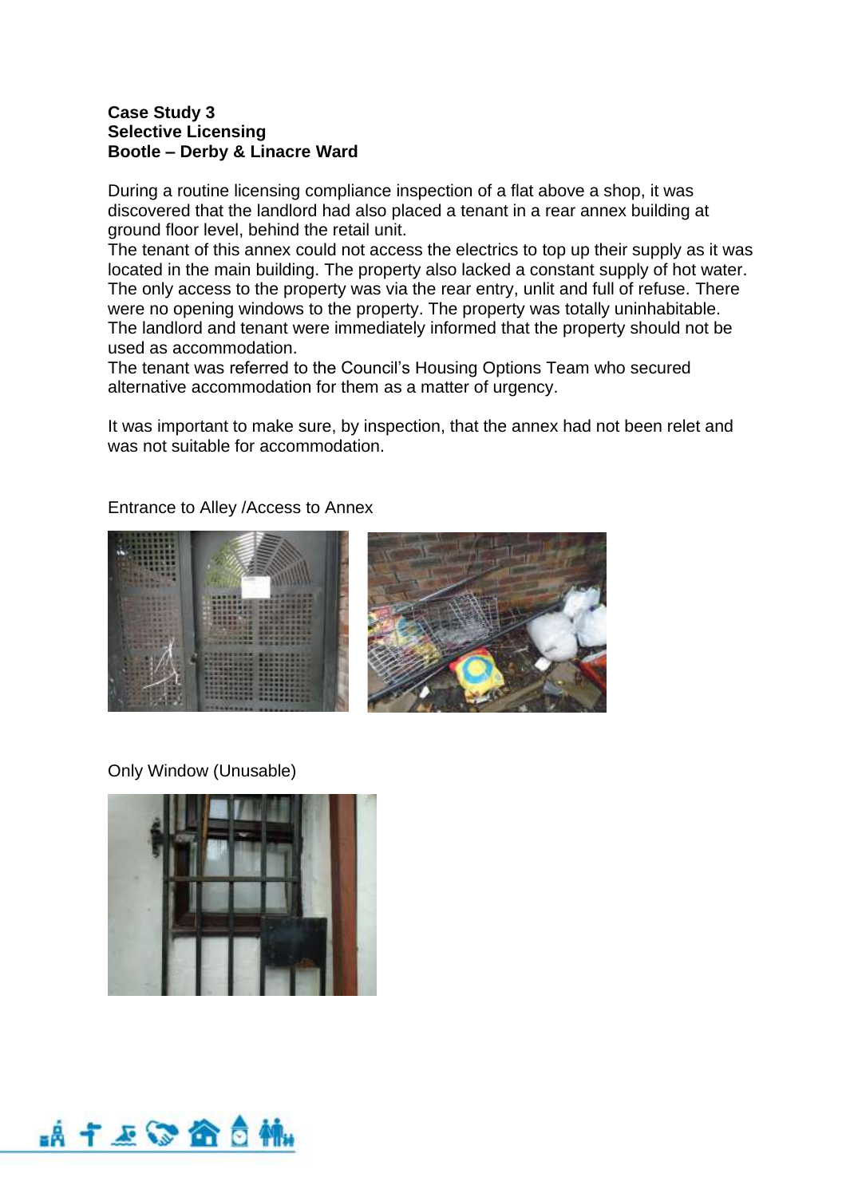**Case Study 3**
**Selective Licensing**
**Bootle – Derby & Linacre Ward**

During a routine licensing compliance inspection of a flat above a shop, it was discovered that the landlord had also placed a tenant in a rear annex building at ground floor level, behind the retail unit.
The tenant of this annex could not access the electrics to top up their supply as it was located in the main building. The property also lacked a constant supply of hot water. The only access to the property was via the rear entry, unlit and full of refuse. There were no opening windows to the property. The property was totally uninhabitable. The landlord and tenant were immediately informed that the property should not be used as accommodation.
The tenant was referred to the Council's Housing Options Team who secured alternative accommodation for them as a matter of urgency.

It was important to make sure, by inspection, that the annex had not been relet and was not suitable for accommodation.

Entrance to Alley /Access to Annex

Only Window (Unusable)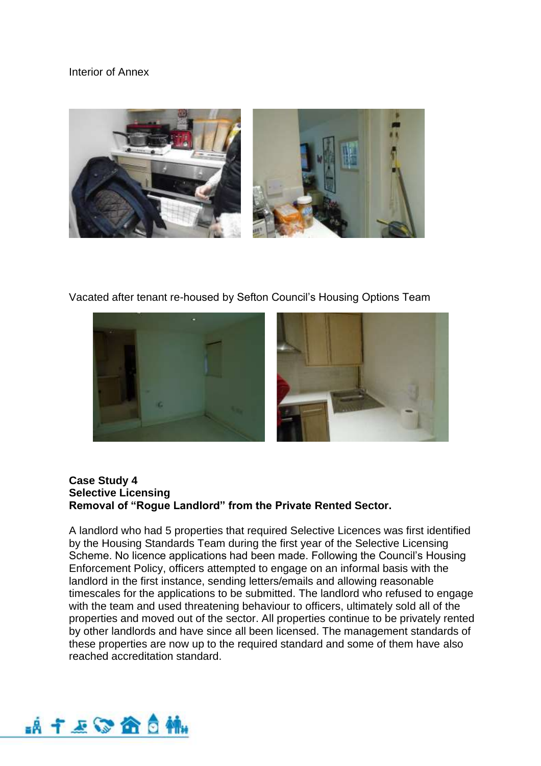Interior of Annex

Vacated after tenant re-housed by Sefton Council's Housing Options Team

**Case Study 4**
**Selective Licensing**
**Removal of "Rogue Landlord" from the Private Rented Sector.**

A landlord who had 5 properties that required Selective Licences was first identified by the Housing Standards Team during the first year of the Selective Licensing Scheme. No licence applications had been made. Following the Council's Housing Enforcement Policy, officers attempted to engage on an informal basis with the landlord in the first instance, sending letters/emails and allowing reasonable timescales for the applications to be submitted. The landlord who refused to engage with the team and used threatening behaviour to officers, ultimately sold all of the properties and moved out of the sector. All properties continue to be privately rented by other landlords and have since all been licensed. The management standards of these properties are now up to the required standard and some of them have also reached accreditation standard.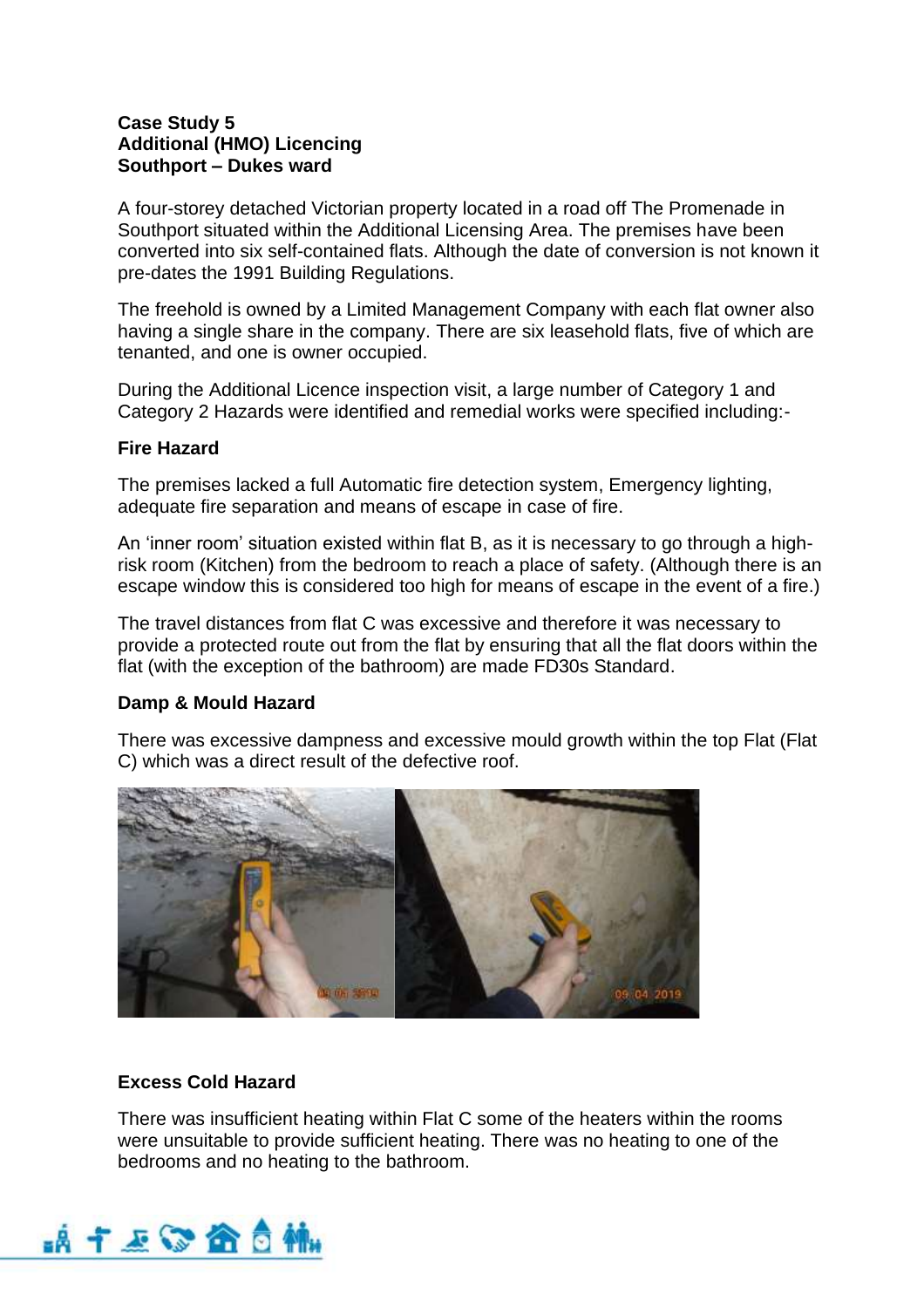**Case Study 5**
**Additional (HMO) Licencing**
**Southport – Dukes ward**

A four-storey detached Victorian property located in a road off The Promenade in Southport situated within the Additional Licensing Area. The premises have been converted into six self-contained flats. Although the date of conversion is not known it pre-dates the 1991 Building Regulations.

The freehold is owned by a Limited Management Company with each flat owner also having a single share in the company. There are six leasehold flats, five of which are tenanted, and one is owner occupied.

During the Additional Licence inspection visit, a large number of Category 1 and Category 2 Hazards were identified and remedial works were specified including:-

**Fire Hazard**

The premises lacked a full Automatic fire detection system, Emergency lighting, adequate fire separation and means of escape in case of fire.

An 'inner room' situation existed within flat B, as it is necessary to go through a high-risk room (Kitchen) from the bedroom to reach a place of safety. (Although there is an escape window this is considered too high for means of escape in the event of a fire.)

The travel distances from flat C was excessive and therefore it was necessary to provide a protected route out from the flat by ensuring that all the flat doors within the flat (with the exception of the bathroom) are made FD30s Standard.

**Damp & Mould Hazard**

There was excessive dampness and excessive mould growth within the top Flat (Flat C) which was a direct result of the defective roof.

**Excess Cold Hazard**

There was insufficient heating within Flat C some of the heaters within the rooms were unsuitable to provide sufficient heating. There was no heating to one of the bedrooms and no heating to the bathroom.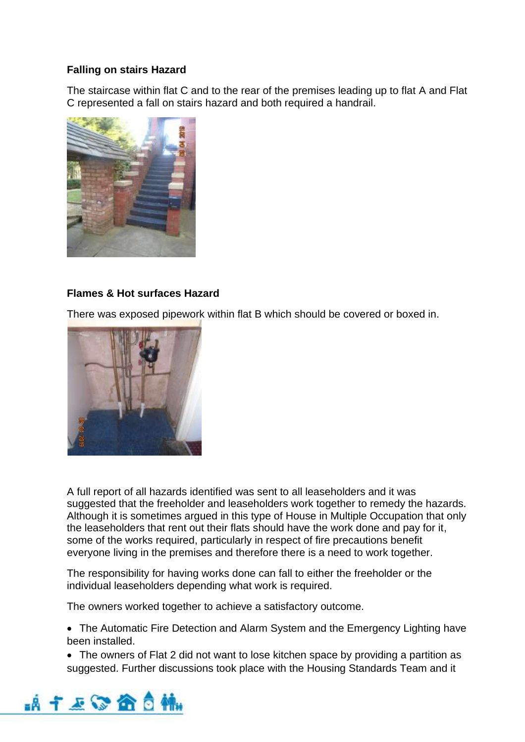**Falling on stairs Hazard**

The staircase within flat C and to the rear of the premises leading up to flat A and Flat C represented a fall on stairs hazard and both required a handrail.

**Flames & Hot surfaces Hazard**

There was exposed pipework within flat B which should be covered or boxed in.

A full report of all hazards identified was sent to all leaseholders and it was suggested that the freeholder and leaseholders work together to remedy the hazards. Although it is sometimes argued in this type of House in Multiple Occupation that only the leaseholders that rent out their flats should have the work done and pay for it, some of the works required, particularly in respect of fire precautions benefit everyone living in the premises and therefore there is a need to work together.

The responsibility for having works done can fall to either the freeholder or the individual leaseholders depending what work is required.

The owners worked together to achieve a satisfactory outcome.

- The Automatic Fire Detection and Alarm System and the Emergency Lighting have been installed.
- The owners of Flat 2 did not want to lose kitchen space by providing a partition as suggested. Further discussions took place with the Housing Standards Team and it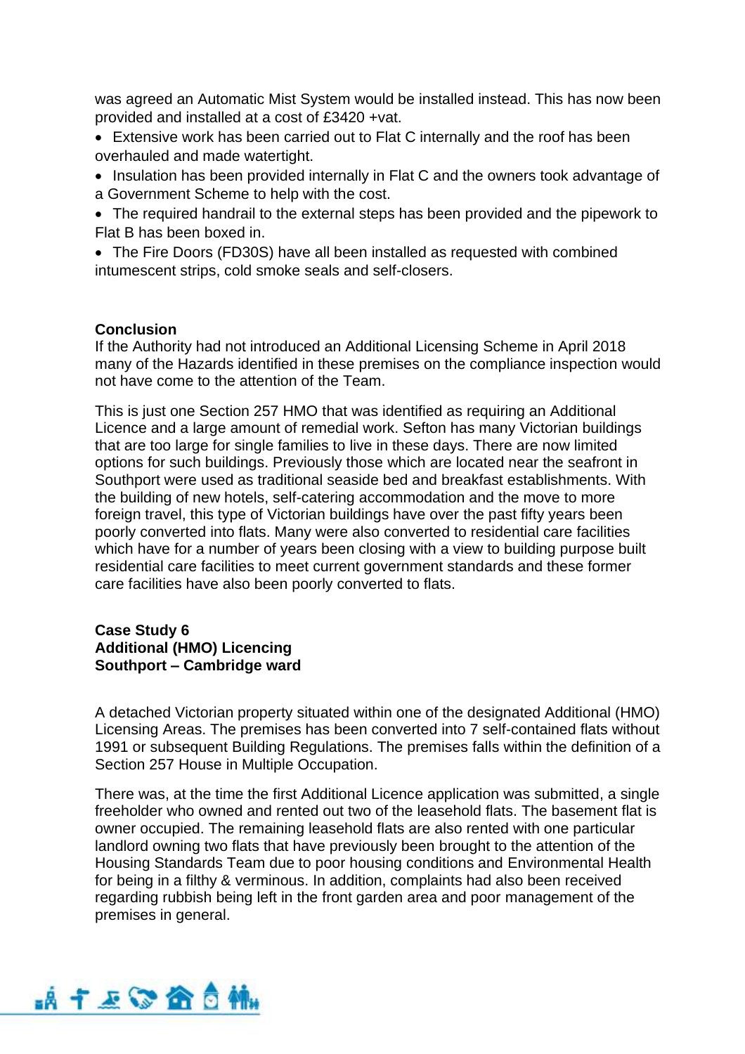was agreed an Automatic Mist System would be installed instead. This has now been provided and installed at a cost of £3420 +vat.

- Extensive work has been carried out to Flat C internally and the roof has been overhauled and made watertight.
- Insulation has been provided internally in Flat C and the owners took advantage of a Government Scheme to help with the cost.
- The required handrail to the external steps has been provided and the pipework to Flat B has been boxed in.
- The Fire Doors (FD30S) have all been installed as requested with combined intumescent strips, cold smoke seals and self-closers.

**Conclusion**
If the Authority had not introduced an Additional Licensing Scheme in April 2018 many of the Hazards identified in these premises on the compliance inspection would not have come to the attention of the Team.

This is just one Section 257 HMO that was identified as requiring an Additional Licence and a large amount of remedial work. Sefton has many Victorian buildings that are too large for single families to live in these days. There are now limited options for such buildings. Previously those which are located near the seafront in Southport were used as traditional seaside bed and breakfast establishments. With the building of new hotels, self-catering accommodation and the move to more foreign travel, this type of Victorian buildings have over the past fifty years been poorly converted into flats. Many were also converted to residential care facilities which have for a number of years been closing with a view to building purpose built residential care facilities to meet current government standards and these former care facilities have also been poorly converted to flats.

**Case Study 6**
**Additional (HMO) Licencing**
**Southport – Cambridge ward**

A detached Victorian property situated within one of the designated Additional (HMO) Licensing Areas. The premises has been converted into 7 self-contained flats without 1991 or subsequent Building Regulations. The premises falls within the definition of a Section 257 House in Multiple Occupation.

There was, at the time the first Additional Licence application was submitted, a single freeholder who owned and rented out two of the leasehold flats. The basement flat is owner occupied. The remaining leasehold flats are also rented with one particular landlord owning two flats that have previously been brought to the attention of the Housing Standards Team due to poor housing conditions and Environmental Health for being in a filthy & verminous. In addition, complaints had also been received regarding rubbish being left in the front garden area and poor management of the premises in general.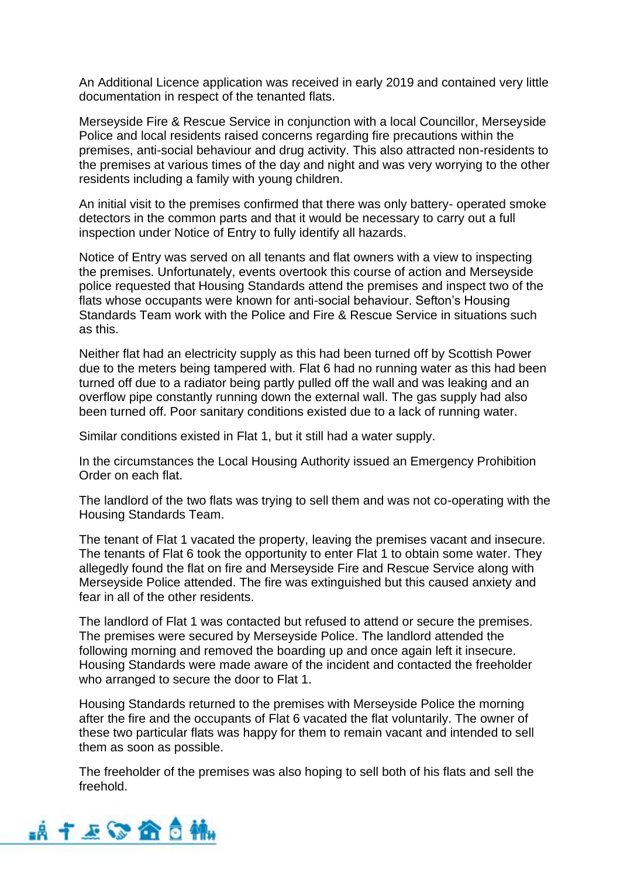An Additional Licence application was received in early 2019 and contained very little documentation in respect of the tenanted flats.

Merseyside Fire & Rescue Service in conjunction with a local Councillor, Merseyside Police and local residents raised concerns regarding fire precautions within the premises, anti-social behaviour and drug activity. This also attracted non-residents to the premises at various times of the day and night and was very worrying to the other residents including a family with young children.

An initial visit to the premises confirmed that there was only battery- operated smoke detectors in the common parts and that it would be necessary to carry out a full inspection under Notice of Entry to fully identify all hazards.

Notice of Entry was served on all tenants and flat owners with a view to inspecting the premises. Unfortunately, events overtook this course of action and Merseyside police requested that Housing Standards attend the premises and inspect two of the flats whose occupants were known for anti-social behaviour. Sefton's Housing Standards Team work with the Police and Fire & Rescue Service in situations such as this.

Neither flat had an electricity supply as this had been turned off by Scottish Power due to the meters being tampered with. Flat 6 had no running water as this had been turned off due to a radiator being partly pulled off the wall and was leaking and an overflow pipe constantly running down the external wall. The gas supply had also been turned off. Poor sanitary conditions existed due to a lack of running water.

Similar conditions existed in Flat 1, but it still had a water supply.

In the circumstances the Local Housing Authority issued an Emergency Prohibition Order on each flat.

The landlord of the two flats was trying to sell them and was not co-operating with the Housing Standards Team.

The tenant of Flat 1 vacated the property, leaving the premises vacant and insecure. The tenants of Flat 6 took the opportunity to enter Flat 1 to obtain some water. They allegedly found the flat on fire and Merseyside Fire and Rescue Service along with Merseyside Police attended. The fire was extinguished but this caused anxiety and fear in all of the other residents.

The landlord of Flat 1 was contacted but refused to attend or secure the premises. The premises were secured by Merseyside Police. The landlord attended the following morning and removed the boarding up and once again left it insecure. Housing Standards were made aware of the incident and contacted the freeholder who arranged to secure the door to Flat 1.

Housing Standards returned to the premises with Merseyside Police the morning after the fire and the occupants of Flat 6 vacated the flat voluntarily. The owner of these two particular flats was happy for them to remain vacant and intended to sell them as soon as possible.

The freeholder of the premises was also hoping to sell both of his flats and sell the freehold.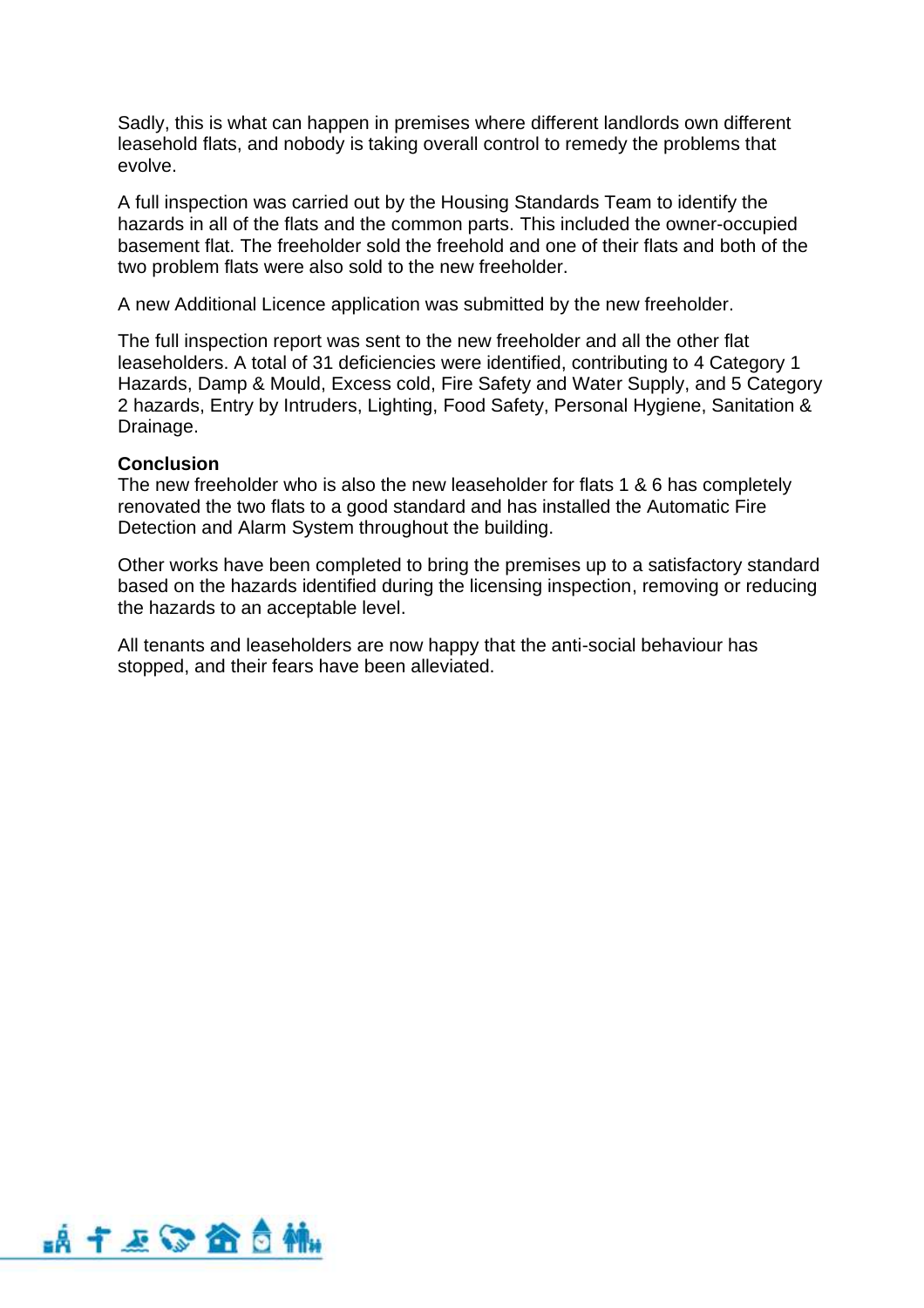Sadly, this is what can happen in premises where different landlords own different leasehold flats, and nobody is taking overall control to remedy the problems that evolve.

A full inspection was carried out by the Housing Standards Team to identify the hazards in all of the flats and the common parts. This included the owner-occupied basement flat. The freeholder sold the freehold and one of their flats and both of the two problem flats were also sold to the new freeholder.

A new Additional Licence application was submitted by the new freeholder.

The full inspection report was sent to the new freeholder and all the other flat leaseholders. A total of 31 deficiencies were identified, contributing to 4 Category 1 Hazards, Damp & Mould, Excess cold, Fire Safety and Water Supply, and 5 Category 2 hazards, Entry by Intruders, Lighting, Food Safety, Personal Hygiene, Sanitation & Drainage.

**Conclusion**
The new freeholder who is also the new leaseholder for flats 1 & 6 has completely renovated the two flats to a good standard and has installed the Automatic Fire Detection and Alarm System throughout the building.

Other works have been completed to bring the premises up to a satisfactory standard based on the hazards identified during the licensing inspection, removing or reducing the hazards to an acceptable level.

All tenants and leaseholders are now happy that the anti-social behaviour has stopped, and their fears have been alleviated.